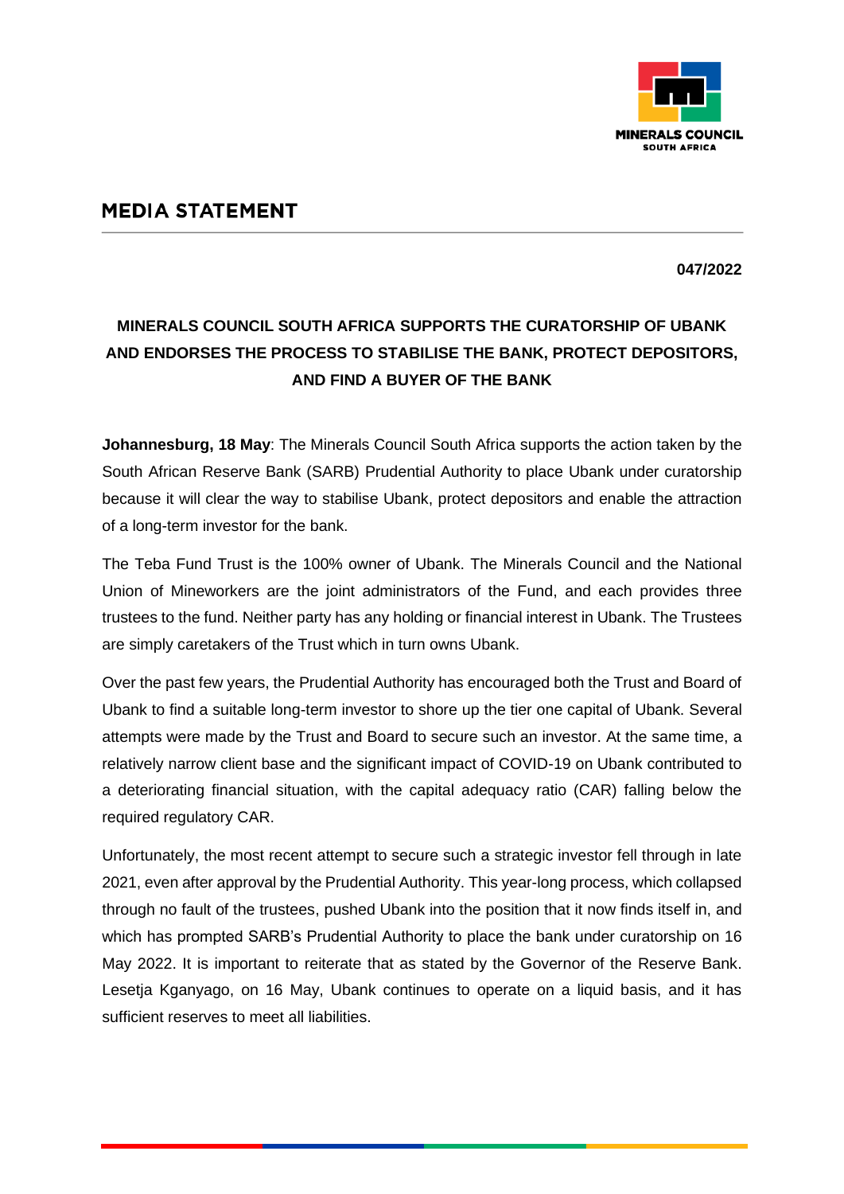# MEDIA STATEMENT

**047/2022**

## MINERALS COUNCIL SOUTH AFRICA SUPPORTS THE CURATORSHIP OF UBANK AND ENDORSES THE PROCESS TO STABILISE THE BANK, PROTECT DEPOSITORS, AND FIND A BUYER OF THE BANK

**Johannesburg, 18 May**: The Minerals Council South Africa supports the action taken by the South African Reserve Bank (SARB) Prudential Authority to place Ubank under curatorship because it will clear the way to stabilise Ubank, protect depositors and enable the attraction of a long-term investor for the bank.

The Teba Fund Trust is the 100% owner of Ubank. The Minerals Council and the National Union of Mineworkers are the joint administrators of the Fund, and each provides three trustees to the fund. Neither party has any holding or financial interest in Ubank. The Trustees are simply caretakers of the Trust which in turn owns Ubank.

Over the past few years, the Prudential Authority has encouraged both the Trust and Board of Ubank to find a suitable long-term investor to shore up the tier one capital of Ubank. Several attempts were made by the Trust and Board to secure such an investor. At the same time, a relatively narrow client base and the significant impact of COVID-19 on Ubank contributed to a deteriorating financial situation, with the capital adequacy ratio (CAR) falling below the required regulatory CAR.

Unfortunately, the most recent attempt to secure such a strategic investor fell through in late 2021, even after approval by the Prudential Authority. This year-long process, which collapsed through no fault of the trustees, pushed Ubank into the position that it now finds itself in, and which has prompted SARB's Prudential Authority to place the bank under curatorship on 16 May 2022. It is important to reiterate that as stated by the Governor of the Reserve Bank. Lesetja Kganyago, on 16 May, Ubank continues to operate on a liquid basis, and it has sufficient reserves to meet all liabilities.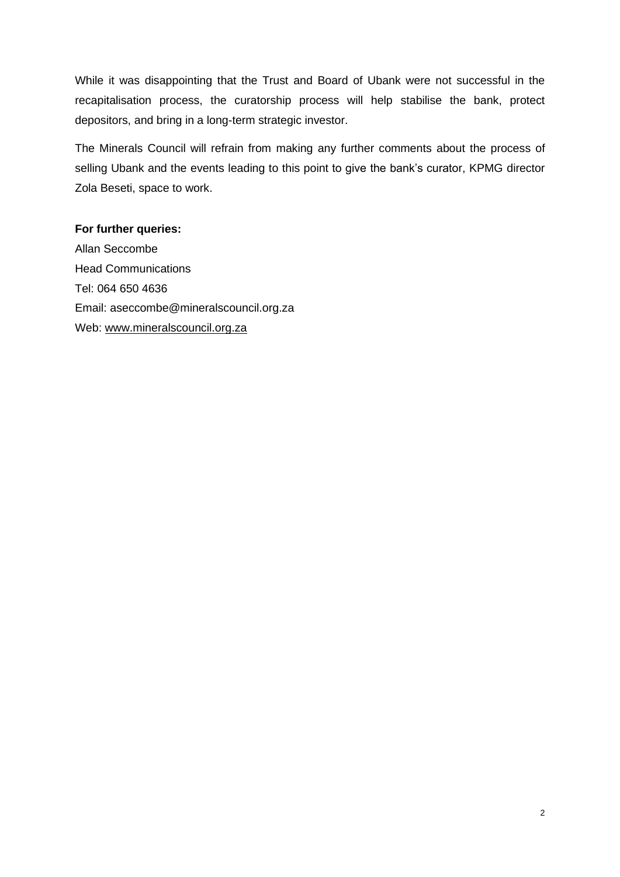While it was disappointing that the Trust and Board of Ubank were not successful in the recapitalisation process, the curatorship process will help stabilise the bank, protect depositors, and bring in a long-term strategic investor.

The Minerals Council will refrain from making any further comments about the process of selling Ubank and the events leading to this point to give the bank's curator, KPMG director Zola Beseti, space to work.

**For further queries:**

Allan Seccombe
Head Communications
Tel: 064 650 4636
Email: aseccombe@mineralscouncil.org.za
Web: www.mineralscouncil.org.za